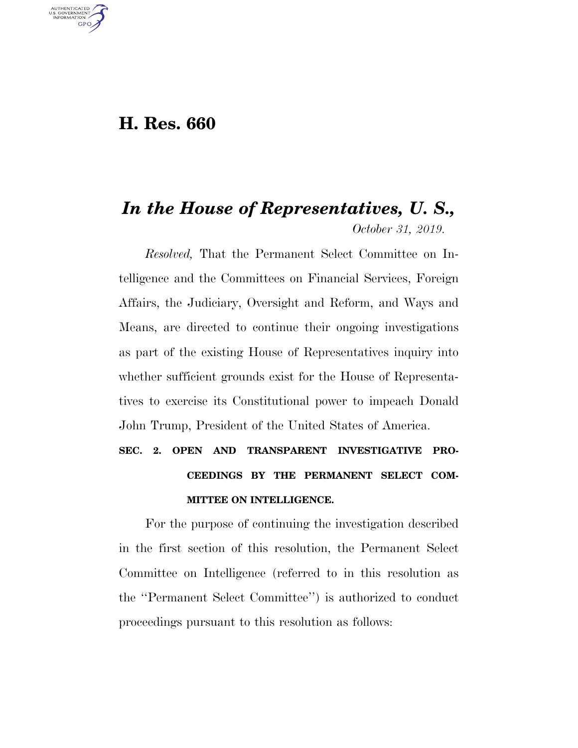# H. Res. 660

## *In the House of Representatives, U. S.,*

*October 31, 2019.*

*Resolved,* That the Permanent Select Committee on Intelligence and the Committees on Financial Services, Foreign Affairs, the Judiciary, Oversight and Reform, and Ways and Means, are directed to continue their ongoing investigations as part of the existing House of Representatives inquiry into whether sufficient grounds exist for the House of Representatives to exercise its Constitutional power to impeach Donald John Trump, President of the United States of America.

### SEC. 2. OPEN AND TRANSPARENT INVESTIGATIVE PROCEEDINGS BY THE PERMANENT SELECT COMMITTEE ON INTELLIGENCE.

For the purpose of continuing the investigation described in the first section of this resolution, the Permanent Select Committee on Intelligence (referred to in this resolution as the ''Permanent Select Committee'') is authorized to conduct proceedings pursuant to this resolution as follows: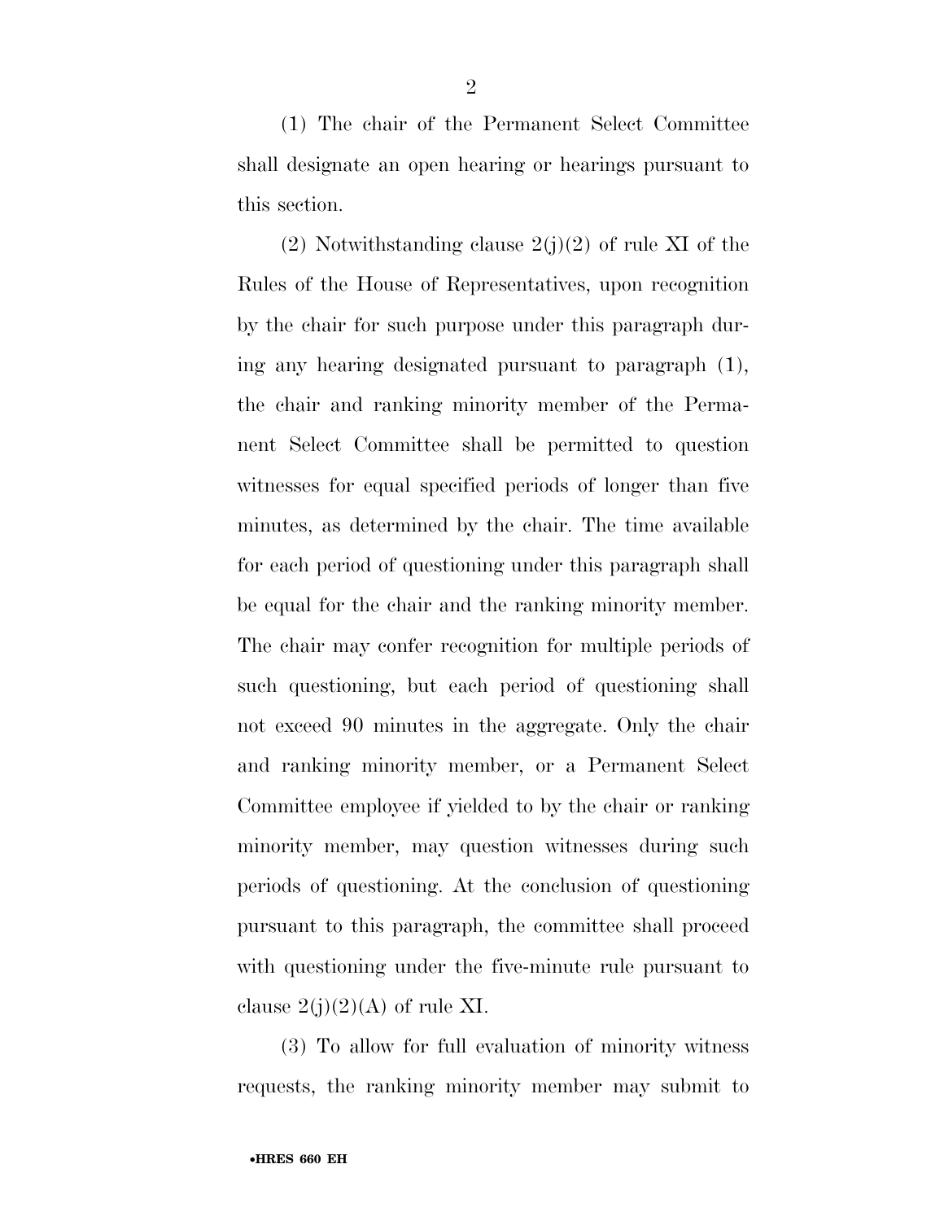(1) The chair of the Permanent Select Committee shall designate an open hearing or hearings pursuant to this section.

(2) Notwithstanding clause 2(j)(2) of rule XI of the Rules of the House of Representatives, upon recognition by the chair for such purpose under this paragraph during any hearing designated pursuant to paragraph (1), the chair and ranking minority member of the Permanent Select Committee shall be permitted to question witnesses for equal specified periods of longer than five minutes, as determined by the chair. The time available for each period of questioning under this paragraph shall be equal for the chair and the ranking minority member. The chair may confer recognition for multiple periods of such questioning, but each period of questioning shall not exceed 90 minutes in the aggregate. Only the chair and ranking minority member, or a Permanent Select Committee employee if yielded to by the chair or ranking minority member, may question witnesses during such periods of questioning. At the conclusion of questioning pursuant to this paragraph, the committee shall proceed with questioning under the five-minute rule pursuant to clause 2(j)(2)(A) of rule XI.

(3) To allow for full evaluation of minority witness requests, the ranking minority member may submit to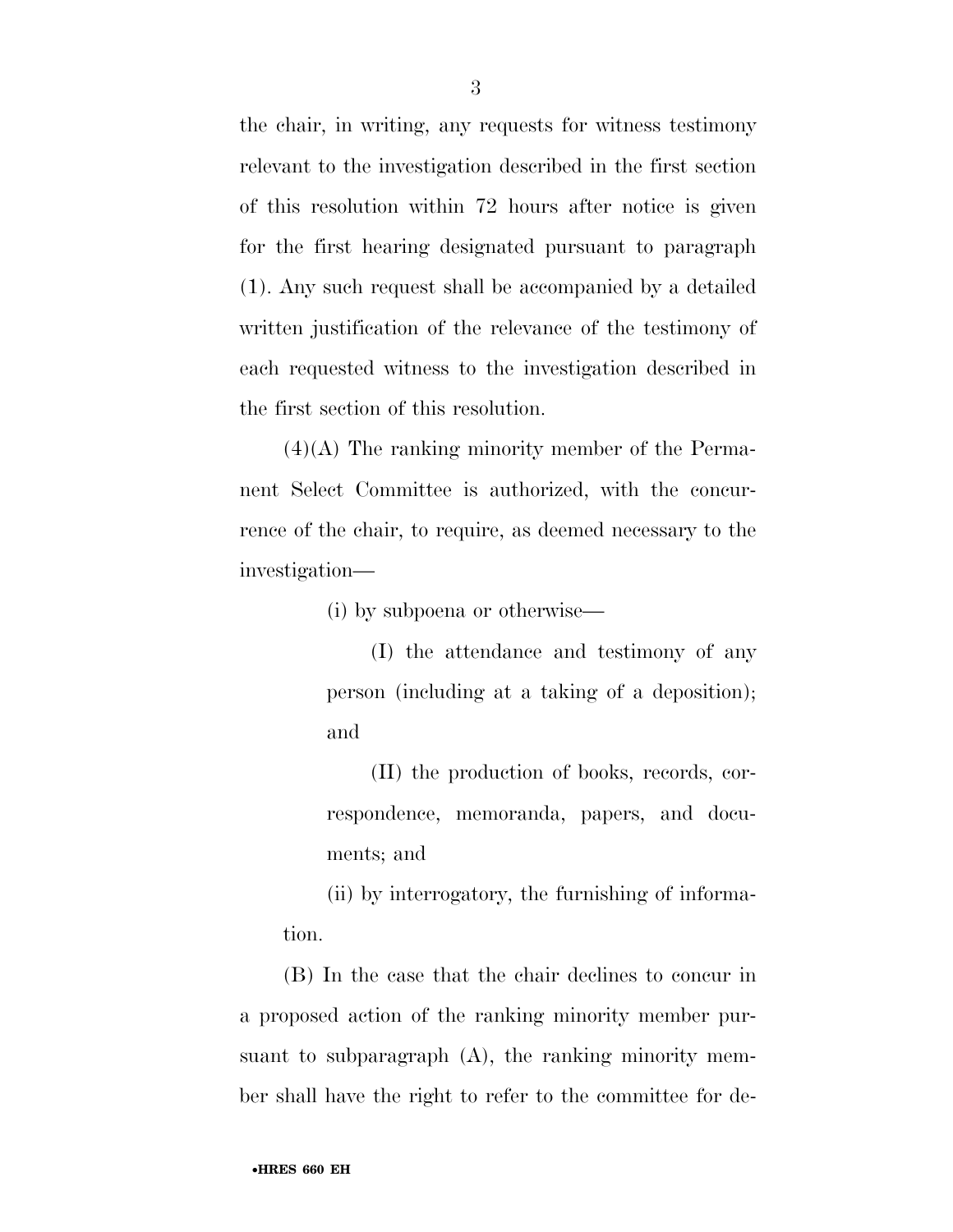the chair, in writing, any requests for witness testimony relevant to the investigation described in the first section of this resolution within 72 hours after notice is given for the first hearing designated pursuant to paragraph (1). Any such request shall be accompanied by a detailed written justification of the relevance of the testimony of each requested witness to the investigation described in the first section of this resolution.

(4)(A) The ranking minority member of the Permanent Select Committee is authorized, with the concurrence of the chair, to require, as deemed necessary to the investigation—

(i) by subpoena or otherwise—

(I) the attendance and testimony of any person (including at a taking of a deposition); and

(II) the production of books, records, correspondence, memoranda, papers, and documents; and

(ii) by interrogatory, the furnishing of information.

(B) In the case that the chair declines to concur in a proposed action of the ranking minority member pursuant to subparagraph (A), the ranking minority member shall have the right to refer to the committee for de-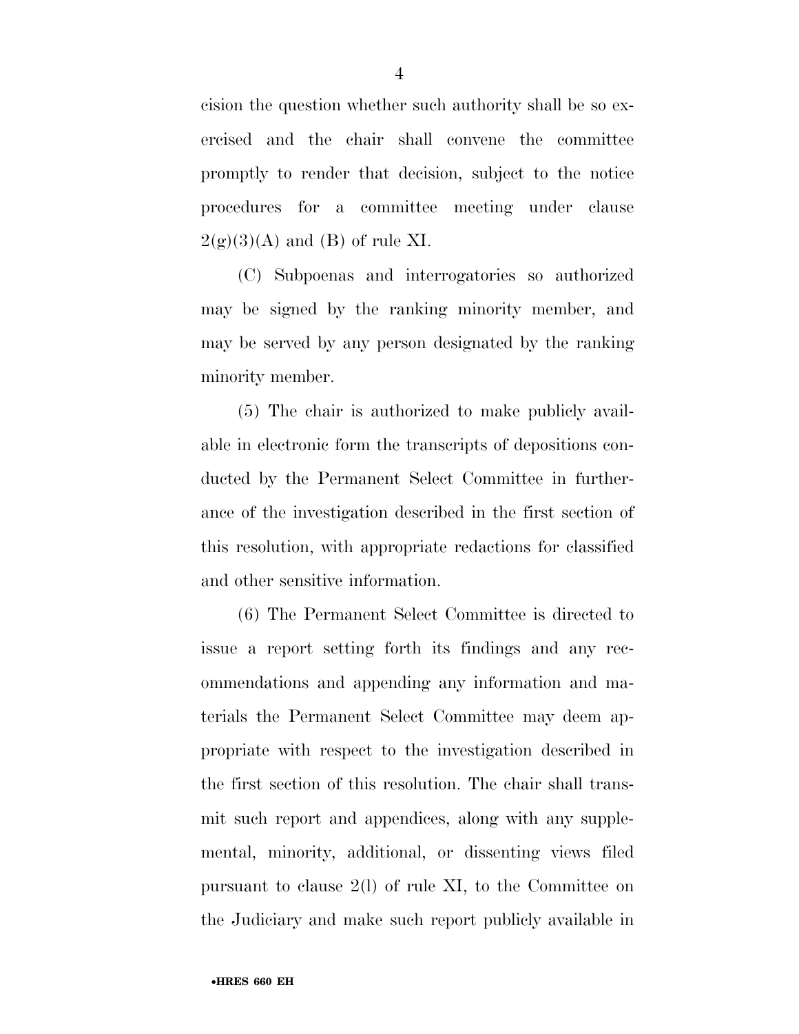cision the question whether such authority shall be so exercised and the chair shall convene the committee promptly to render that decision, subject to the notice procedures for a committee meeting under clause 2(g)(3)(A) and (B) of rule XI.

(C) Subpoenas and interrogatories so authorized may be signed by the ranking minority member, and may be served by any person designated by the ranking minority member.

(5) The chair is authorized to make publicly available in electronic form the transcripts of depositions conducted by the Permanent Select Committee in furtherance of the investigation described in the first section of this resolution, with appropriate redactions for classified and other sensitive information.

(6) The Permanent Select Committee is directed to issue a report setting forth its findings and any recommendations and appending any information and materials the Permanent Select Committee may deem appropriate with respect to the investigation described in the first section of this resolution. The chair shall transmit such report and appendices, along with any supplemental, minority, additional, or dissenting views filed pursuant to clause 2(l) of rule XI, to the Committee on the Judiciary and make such report publicly available in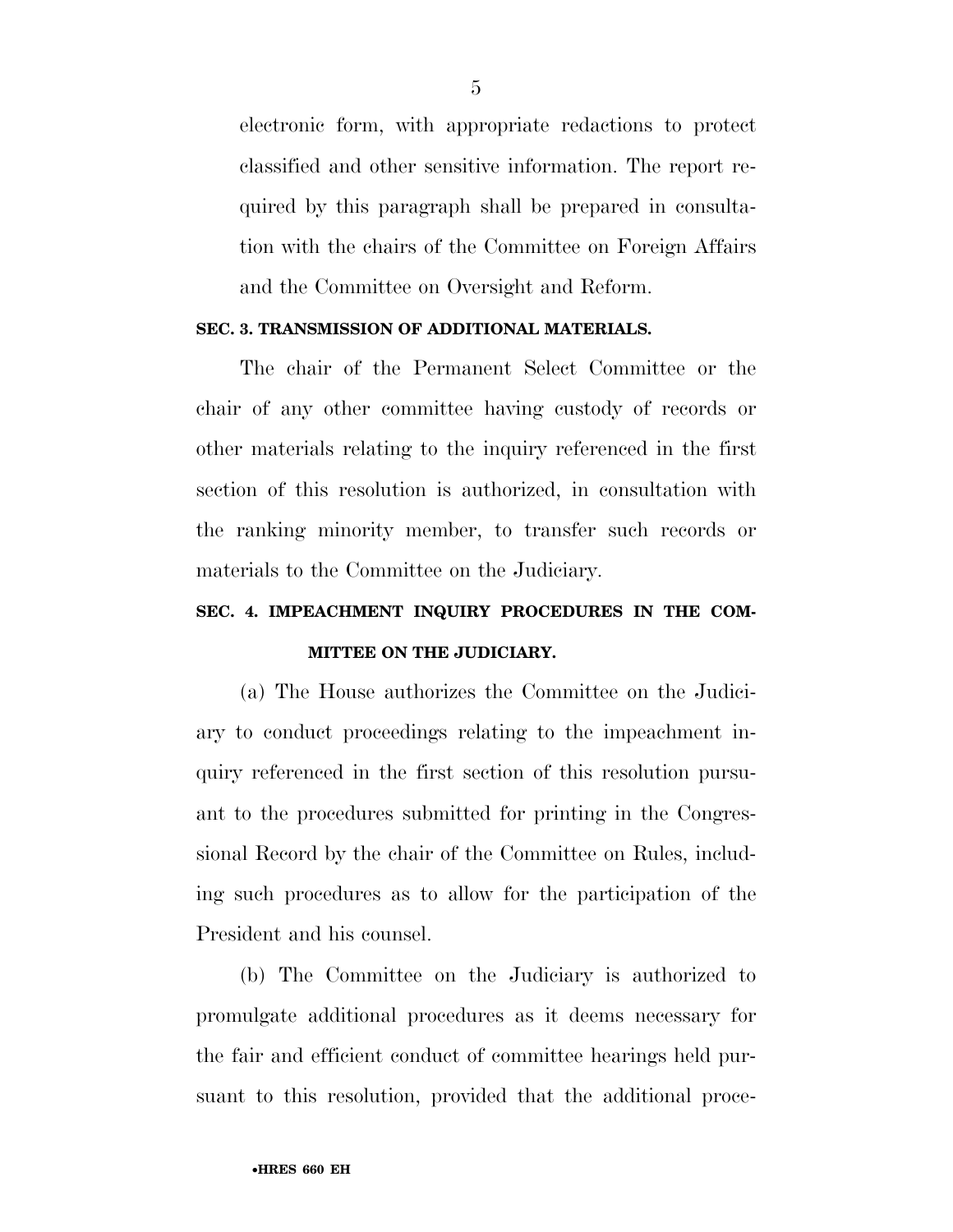electronic form, with appropriate redactions to protect classified and other sensitive information. The report required by this paragraph shall be prepared in consultation with the chairs of the Committee on Foreign Affairs and the Committee on Oversight and Reform.

**SEC. 3. TRANSMISSION OF ADDITIONAL MATERIALS.**

The chair of the Permanent Select Committee or the chair of any other committee having custody of records or other materials relating to the inquiry referenced in the first section of this resolution is authorized, in consultation with the ranking minority member, to transfer such records or materials to the Committee on the Judiciary.

**SEC. 4. IMPEACHMENT INQUIRY PROCEDURES IN THE COMMITTEE ON THE JUDICIARY.**

(a) The House authorizes the Committee on the Judiciary to conduct proceedings relating to the impeachment inquiry referenced in the first section of this resolution pursuant to the procedures submitted for printing in the Congressional Record by the chair of the Committee on Rules, including such procedures as to allow for the participation of the President and his counsel.

(b) The Committee on the Judiciary is authorized to promulgate additional procedures as it deems necessary for the fair and efficient conduct of committee hearings held pursuant to this resolution, provided that the additional proce-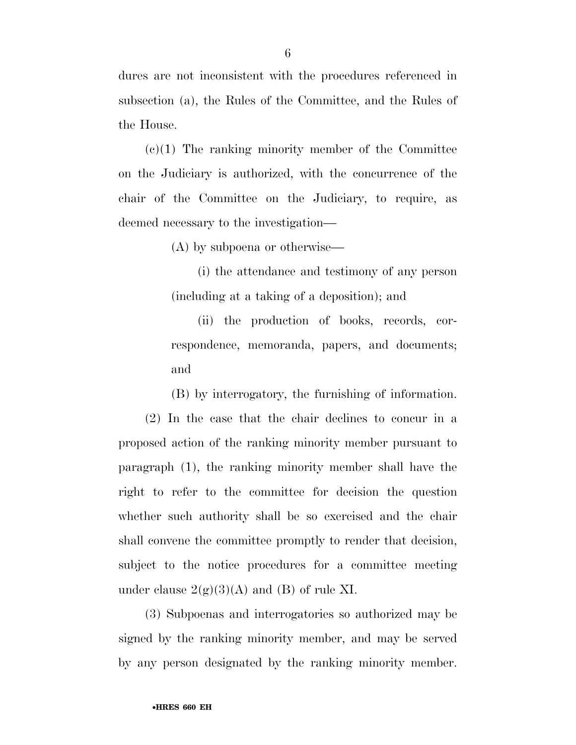dures are not inconsistent with the procedures referenced in subsection (a), the Rules of the Committee, and the Rules of the House.

(c)(1) The ranking minority member of the Committee on the Judiciary is authorized, with the concurrence of the chair of the Committee on the Judiciary, to require, as deemed necessary to the investigation—

(A) by subpoena or otherwise—

(i) the attendance and testimony of any person (including at a taking of a deposition); and

(ii) the production of books, records, correspondence, memoranda, papers, and documents; and

(B) by interrogatory, the furnishing of information.

(2) In the case that the chair declines to concur in a proposed action of the ranking minority member pursuant to paragraph (1), the ranking minority member shall have the right to refer to the committee for decision the question whether such authority shall be so exercised and the chair shall convene the committee promptly to render that decision, subject to the notice procedures for a committee meeting under clause 2(g)(3)(A) and (B) of rule XI.

(3) Subpoenas and interrogatories so authorized may be signed by the ranking minority member, and may be served by any person designated by the ranking minority member.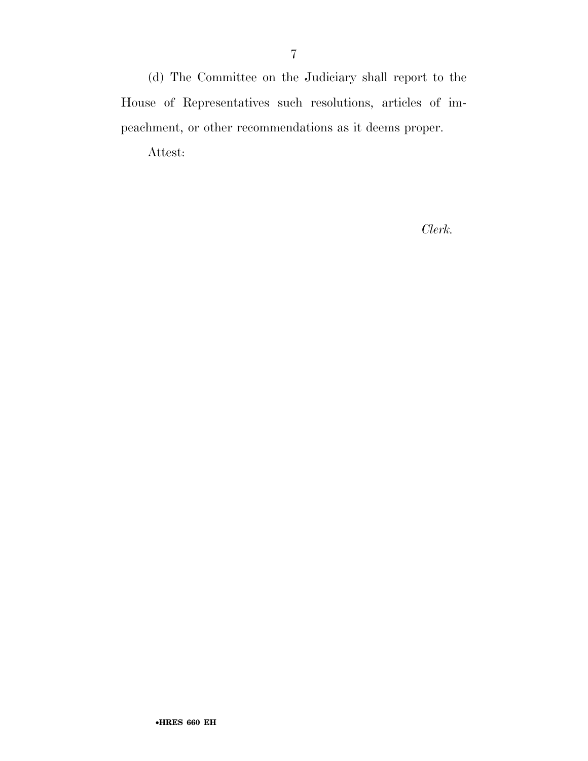(d) The Committee on the Judiciary shall report to the House of Representatives such resolutions, articles of impeachment, or other recommendations as it deems proper.

Attest:

*Clerk.*